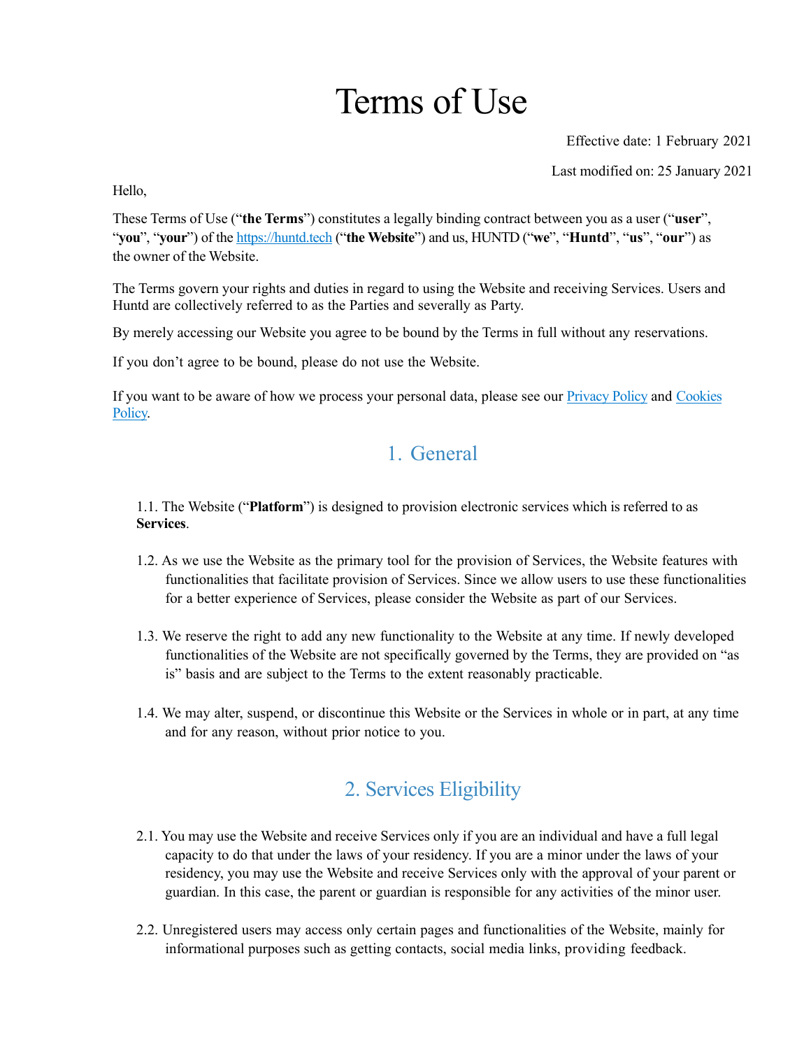# Terms of Use

Effective date: 1 February 2021

Last modified on: 25 January 2021

Hello,

These Terms of Use ("**the Terms**") constitutes a legally binding contract between you as a user ("**user**", "**you**", "**your**") of the [https://huntd.tech](https://huntd.tech) ("**the Website**") and us, HUNTD ("**we**", "**Huntd**", "**us**", "**our**") as the owner of the Website.

The Terms govern your rights and duties in regard to using the Website and receiving Services. Users and Huntd are collectively referred to as the Parties and severally as Party.

By merely accessing our Website you agree to be bound by the Terms in full without any reservations.

If you don't agree to be bound, please do not use the Website.

If you want to be aware of how we process your personal data, please see our Privacy Policy and Cookies Policy.

## 1. General

1.1. The Website ("**Platform**") is designed to provision electronic services which is referred to as **Services**.

1.2. As we use the Website as the primary tool for the provision of Services, the Website features with functionalities that facilitate provision of Services. Since we allow users to use these functionalities for a better experience of Services, please consider the Website as part of our Services.

1.3. We reserve the right to add any new functionality to the Website at any time. If newly developed functionalities of the Website are not specifically governed by the Terms, they are provided on "as is" basis and are subject to the Terms to the extent reasonably practicable.

1.4. We may alter, suspend, or discontinue this Website or the Services in whole or in part, at any time and for any reason, without prior notice to you.

## 2. Services Eligibility

2.1. You may use the Website and receive Services only if you are an individual and have a full legal capacity to do that under the laws of your residency. If you are a minor under the laws of your residency, you may use the Website and receive Services only with the approval of your parent or guardian. In this case, the parent or guardian is responsible for any activities of the minor user.

2.2. Unregistered users may access only certain pages and functionalities of the Website, mainly for informational purposes such as getting contacts, social media links, providing feedback.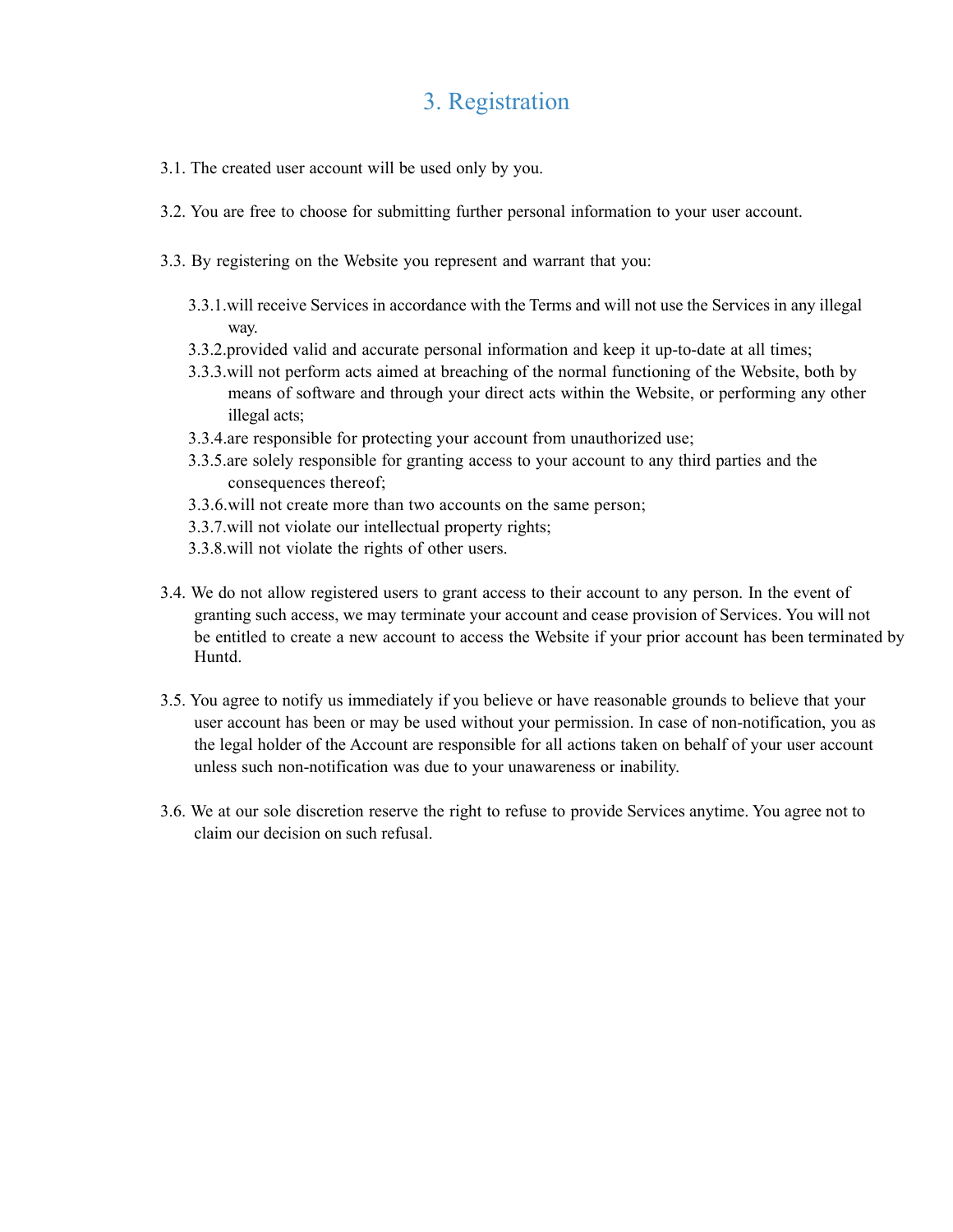# 3. Registration

3.1. The created user account will be used only by you.

3.2. You are free to choose for submitting further personal information to your user account.

3.3. By registering on the Website you represent and warrant that you:

- 3.3.1. will receive Services in accordance with the Terms and will not use the Services in any illegal way.
- 3.3.2. provided valid and accurate personal information and keep it up-to-date at all times;
- 3.3.3. will not perform acts aimed at breaching of the normal functioning of the Website, both by means of software and through your direct acts within the Website, or performing any other illegal acts;
- 3.3.4. are responsible for protecting your account from unauthorized use;
- 3.3.5. are solely responsible for granting access to your account to any third parties and the consequences thereof;
- 3.3.6. will not create more than two accounts on the same person;
- 3.3.7. will not violate our intellectual property rights;
- 3.3.8. will not violate the rights of other users.

3.4. We do not allow registered users to grant access to their account to any person. In the event of granting such access, we may terminate your account and cease provision of Services. You will not be entitled to create a new account to access the Website if your prior account has been terminated by Huntd.

3.5. You agree to notify us immediately if you believe or have reasonable grounds to believe that your user account has been or may be used without your permission. In case of non-notification, you as the legal holder of the Account are responsible for all actions taken on behalf of your user account unless such non-notification was due to your unawareness or inability.

3.6. We at our sole discretion reserve the right to refuse to provide Services anytime. You agree not to claim our decision on such refusal.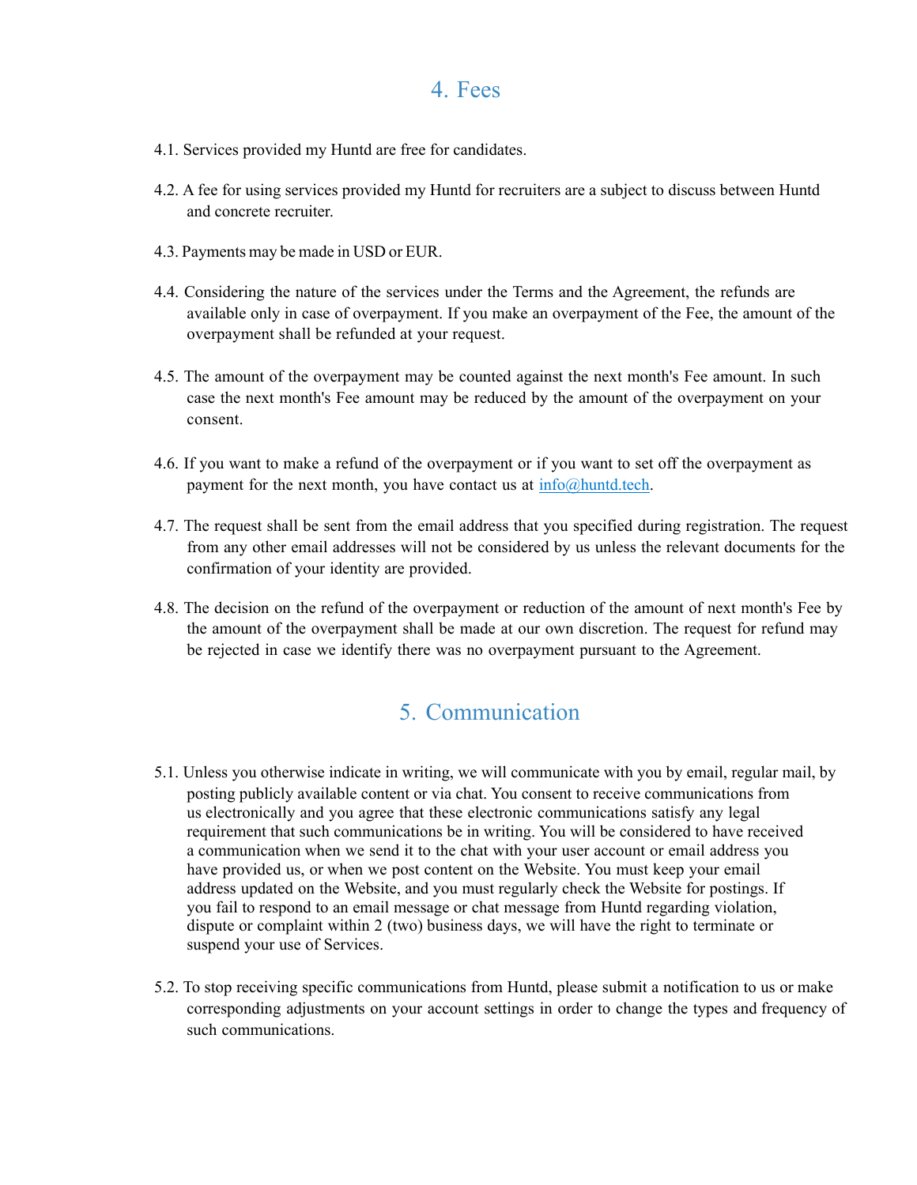## 4. Fees

4.1. Services provided my Huntd are free for candidates.

4.2. A fee for using services provided my Huntd for recruiters are a subject to discuss between Huntd and concrete recruiter.

4.3. Payments may be made in USD or EUR.

4.4. Considering the nature of the services under the Terms and the Agreement, the refunds are available only in case of overpayment. If you make an overpayment of the Fee, the amount of the overpayment shall be refunded at your request.

4.5. The amount of the overpayment may be counted against the next month's Fee amount. In such case the next month's Fee amount may be reduced by the amount of the overpayment on your consent.

4.6. If you want to make a refund of the overpayment or if you want to set off the overpayment as payment for the next month, you have contact us at [info@huntd.tech](mailto:info@huntd.tech).

4.7. The request shall be sent from the email address that you specified during registration. The request from any other email addresses will not be considered by us unless the relevant documents for the confirmation of your identity are provided.

4.8. The decision on the refund of the overpayment or reduction of the amount of next month's Fee by the amount of the overpayment shall be made at our own discretion. The request for refund may be rejected in case we identify there was no overpayment pursuant to the Agreement.

## 5. Communication

5.1. Unless you otherwise indicate in writing, we will communicate with you by email, regular mail, by posting publicly available content or via chat. You consent to receive communications from us electronically and you agree that these electronic communications satisfy any legal requirement that such communications be in writing. You will be considered to have received a communication when we send it to the chat with your user account or email address you have provided us, or when we post content on the Website. You must keep your email address updated on the Website, and you must regularly check the Website for postings. If you fail to respond to an email message or chat message from Huntd regarding violation, dispute or complaint within 2 (two) business days, we will have the right to terminate or suspend your use of Services.

5.2. To stop receiving specific communications from Huntd, please submit a notification to us or make corresponding adjustments on your account settings in order to change the types and frequency of such communications.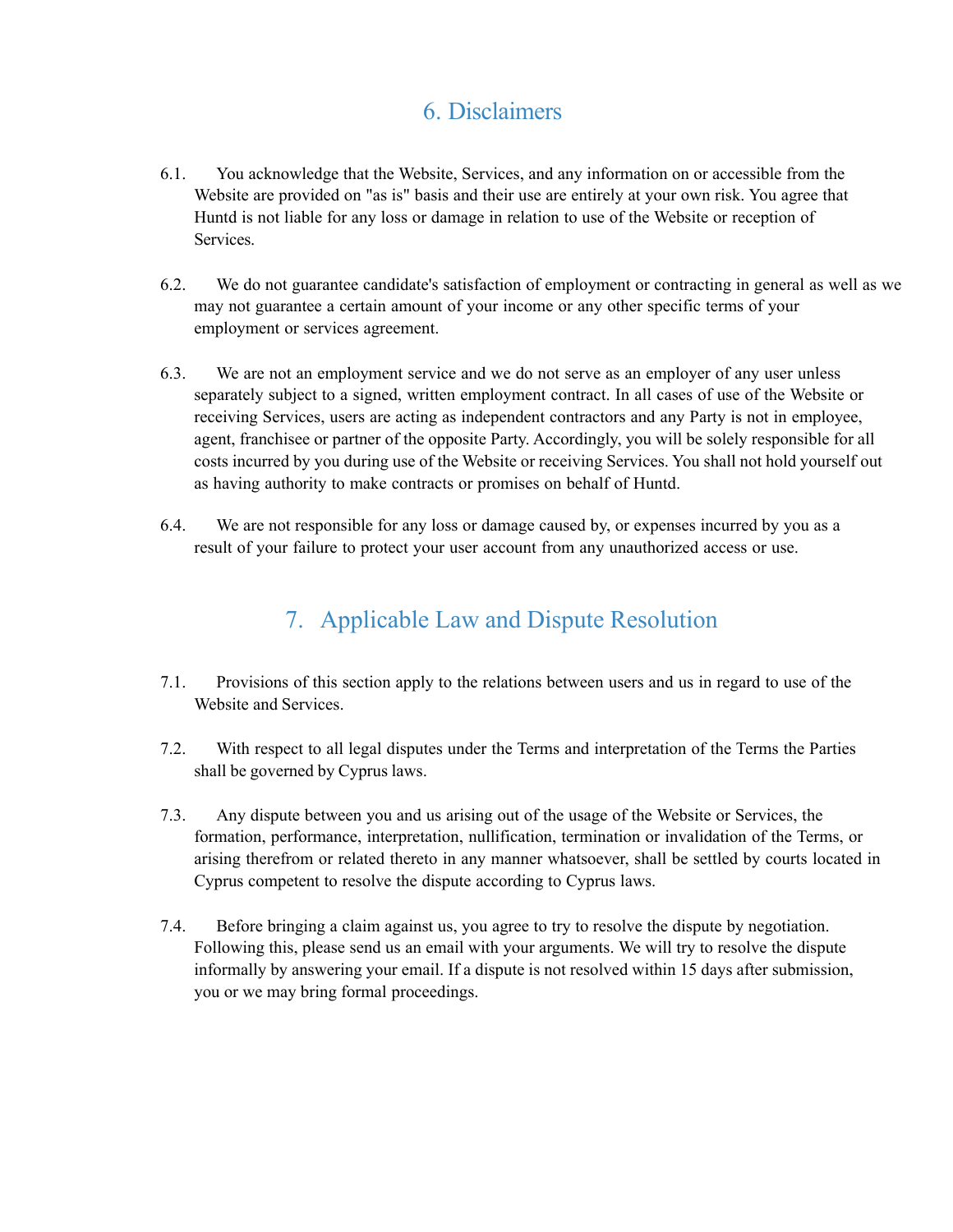## 6. Disclaimers

6.1. You acknowledge that the Website, Services, and any information on or accessible from the Website are provided on "as is" basis and their use are entirely at your own risk. You agree that Huntd is not liable for any loss or damage in relation to use of the Website or reception of Services.

6.2. We do not guarantee candidate's satisfaction of employment or contracting in general as well as we may not guarantee a certain amount of your income or any other specific terms of your employment or services agreement.

6.3. We are not an employment service and we do not serve as an employer of any user unless separately subject to a signed, written employment contract. In all cases of use of the Website or receiving Services, users are acting as independent contractors and any Party is not in employee, agent, franchisee or partner of the opposite Party. Accordingly, you will be solely responsible for all costs incurred by you during use of the Website or receiving Services. You shall not hold yourself out as having authority to make contracts or promises on behalf of Huntd.

6.4. We are not responsible for any loss or damage caused by, or expenses incurred by you as a result of your failure to protect your user account from any unauthorized access or use.

## 7. Applicable Law and Dispute Resolution

7.1. Provisions of this section apply to the relations between users and us in regard to use of the Website and Services.

7.2. With respect to all legal disputes under the Terms and interpretation of the Terms the Parties shall be governed by Cyprus laws.

7.3. Any dispute between you and us arising out of the usage of the Website or Services, the formation, performance, interpretation, nullification, termination or invalidation of the Terms, or arising therefrom or related thereto in any manner whatsoever, shall be settled by courts located in Cyprus competent to resolve the dispute according to Cyprus laws.

7.4. Before bringing a claim against us, you agree to try to resolve the dispute by negotiation. Following this, please send us an email with your arguments. We will try to resolve the dispute informally by answering your email. If a dispute is not resolved within 15 days after submission, you or we may bring formal proceedings.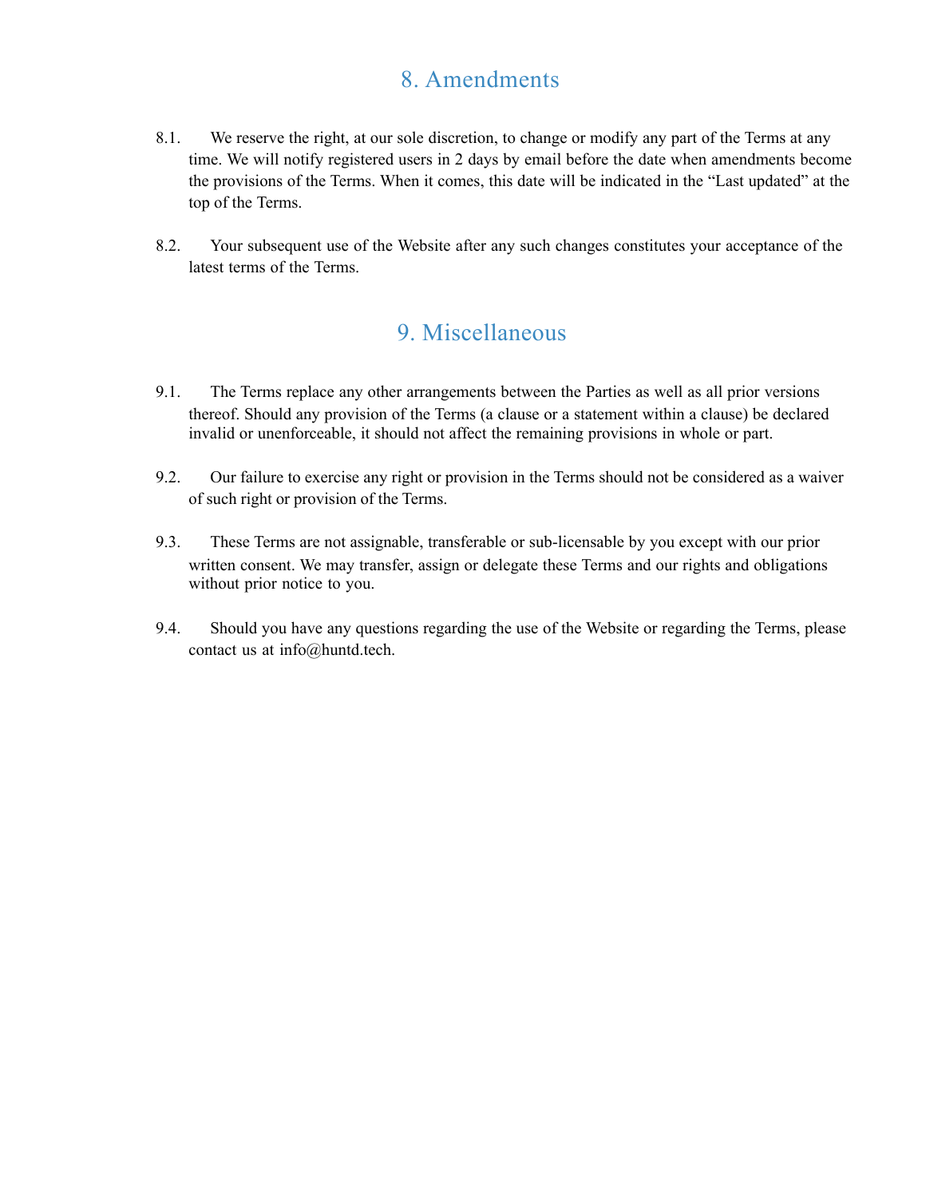## 8. Amendments

8.1. We reserve the right, at our sole discretion, to change or modify any part of the Terms at any time. We will notify registered users in 2 days by email before the date when amendments become the provisions of the Terms. When it comes, this date will be indicated in the "Last updated" at the top of the Terms.

8.2. Your subsequent use of the Website after any such changes constitutes your acceptance of the latest terms of the Terms.

## 9. Miscellaneous

9.1. The Terms replace any other arrangements between the Parties as well as all prior versions thereof. Should any provision of the Terms (a clause or a statement within a clause) be declared invalid or unenforceable, it should not affect the remaining provisions in whole or part.

9.2. Our failure to exercise any right or provision in the Terms should not be considered as a waiver of such right or provision of the Terms.

9.3. These Terms are not assignable, transferable or sub-licensable by you except with our prior written consent. We may transfer, assign or delegate these Terms and our rights and obligations without prior notice to you.

9.4. Should you have any questions regarding the use of the Website or regarding the Terms, please contact us at info@huntd.tech.